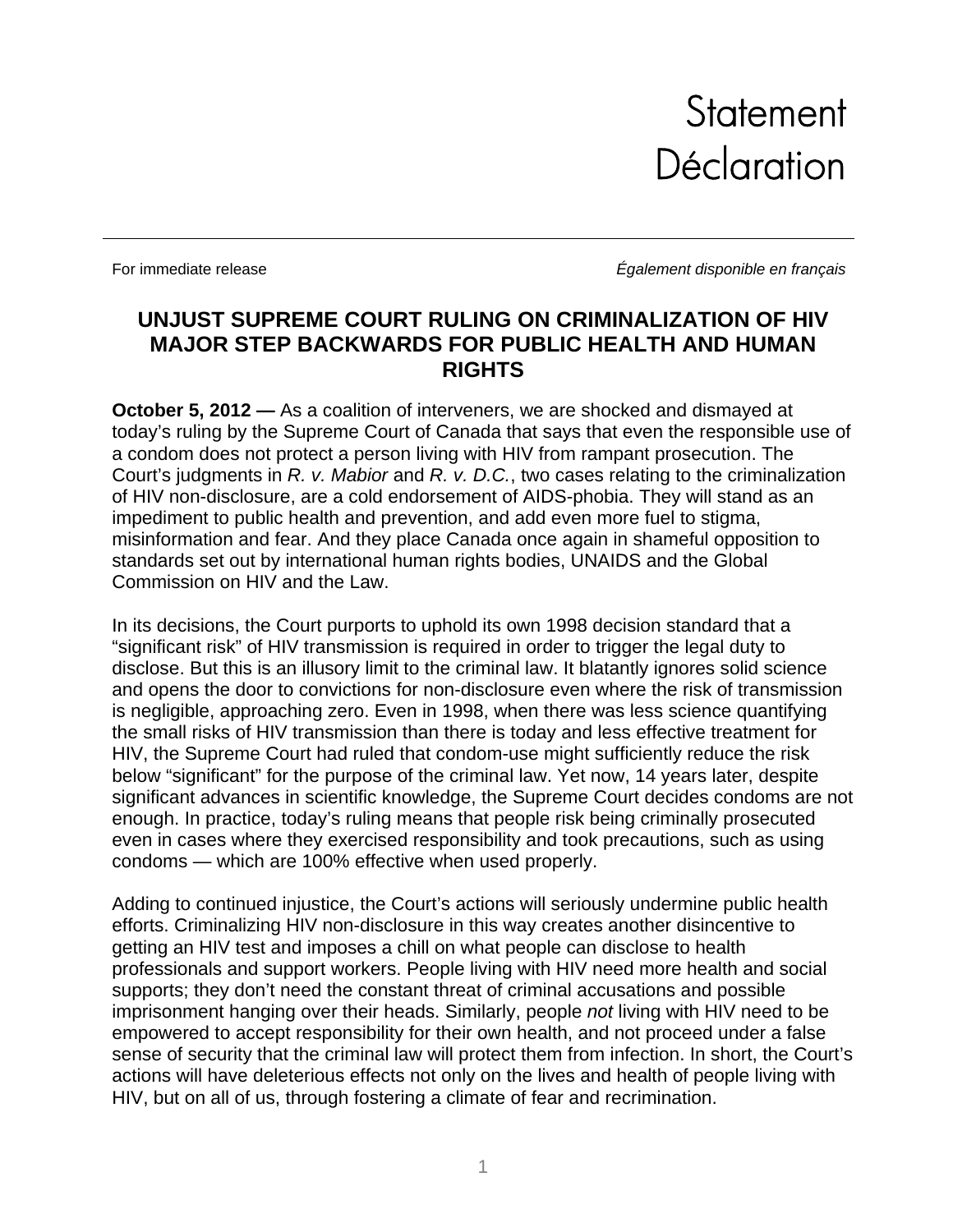Statement
Déclaration

For immediate release *Également disponible en français*

# UNJUST SUPREME COURT RULING ON CRIMINALIZATION OF HIV MAJOR STEP BACKWARDS FOR PUBLIC HEALTH AND HUMAN RIGHTS

**October 5, 2012 —** As a coalition of interveners, we are shocked and dismayed at today's ruling by the Supreme Court of Canada that says that even the responsible use of a condom does not protect a person living with HIV from rampant prosecution. The Court's judgments in *R. v. Mabior* and *R. v. D.C.*, two cases relating to the criminalization of HIV non-disclosure, are a cold endorsement of AIDS-phobia. They will stand as an impediment to public health and prevention, and add even more fuel to stigma, misinformation and fear. And they place Canada once again in shameful opposition to standards set out by international human rights bodies, UNAIDS and the Global Commission on HIV and the Law.

In its decisions, the Court purports to uphold its own 1998 decision standard that a "significant risk" of HIV transmission is required in order to trigger the legal duty to disclose. But this is an illusory limit to the criminal law. It blatantly ignores solid science and opens the door to convictions for non-disclosure even where the risk of transmission is negligible, approaching zero. Even in 1998, when there was less science quantifying the small risks of HIV transmission than there is today and less effective treatment for HIV, the Supreme Court had ruled that condom-use might sufficiently reduce the risk below "significant" for the purpose of the criminal law. Yet now, 14 years later, despite significant advances in scientific knowledge, the Supreme Court decides condoms are not enough. In practice, today's ruling means that people risk being criminally prosecuted even in cases where they exercised responsibility and took precautions, such as using condoms — which are 100% effective when used properly.

Adding to continued injustice, the Court's actions will seriously undermine public health efforts. Criminalizing HIV non-disclosure in this way creates another disincentive to getting an HIV test and imposes a chill on what people can disclose to health professionals and support workers. People living with HIV need more health and social supports; they don't need the constant threat of criminal accusations and possible imprisonment hanging over their heads. Similarly, people *not* living with HIV need to be empowered to accept responsibility for their own health, and not proceed under a false sense of security that the criminal law will protect them from infection. In short, the Court's actions will have deleterious effects not only on the lives and health of people living with HIV, but on all of us, through fostering a climate of fear and recrimination.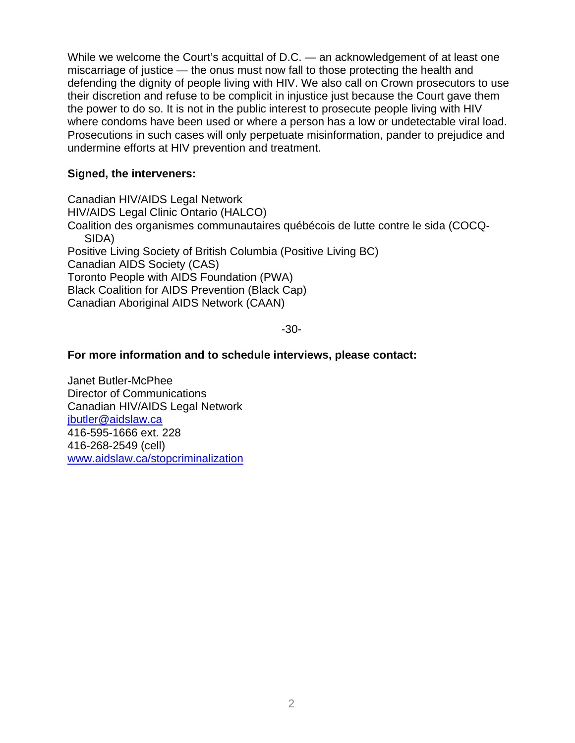While we welcome the Court's acquittal of D.C. — an acknowledgement of at least one miscarriage of justice — the onus must now fall to those protecting the health and defending the dignity of people living with HIV. We also call on Crown prosecutors to use their discretion and refuse to be complicit in injustice just because the Court gave them the power to do so. It is not in the public interest to prosecute people living with HIV where condoms have been used or where a person has a low or undetectable viral load. Prosecutions in such cases will only perpetuate misinformation, pander to prejudice and undermine efforts at HIV prevention and treatment.

**Signed, the interveners:**

Canadian HIV/AIDS Legal Network
HIV/AIDS Legal Clinic Ontario (HALCO)
Coalition des organismes communautaires québécois de lutte contre le sida (COCQ-SIDA)
Positive Living Society of British Columbia (Positive Living BC)
Canadian AIDS Society (CAS)
Toronto People with AIDS Foundation (PWA)
Black Coalition for AIDS Prevention (Black Cap)
Canadian Aboriginal AIDS Network (CAAN)

-30-

**For more information and to schedule interviews, please contact:**

Janet Butler-McPhee
Director of Communications
Canadian HIV/AIDS Legal Network
jbutler@aidslaw.ca
416-595-1666 ext. 228
416-268-2549 (cell)
www.aidslaw.ca/stopcriminalization